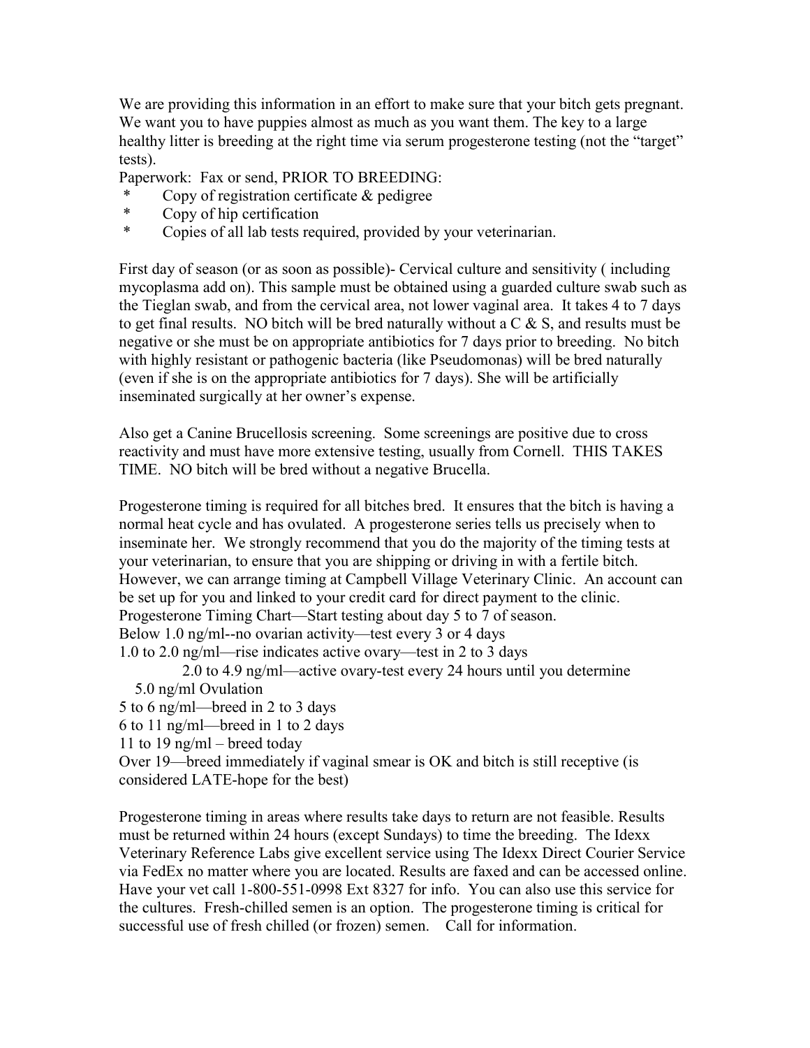We are providing this information in an effort to make sure that your bitch gets pregnant. We want you to have puppies almost as much as you want them. The key to a large healthy litter is breeding at the right time via serum progesterone testing (not the "target" tests).

Paperwork: Fax or send, PRIOR TO BREEDING:

* Copy of registration certificate & pedigree
* Copy of hip certification
* Copies of all lab tests required, provided by your veterinarian.

First day of season (or as soon as possible)- Cervical culture and sensitivity ( including mycoplasma add on). This sample must be obtained using a guarded culture swab such as the Tieglan swab, and from the cervical area, not lower vaginal area. It takes 4 to 7 days to get final results. NO bitch will be bred naturally without a C & S, and results must be negative or she must be on appropriate antibiotics for 7 days prior to breeding. No bitch with highly resistant or pathogenic bacteria (like Pseudomonas) will be bred naturally (even if she is on the appropriate antibiotics for 7 days). She will be artificially inseminated surgically at her owner's expense.

Also get a Canine Brucellosis screening. Some screenings are positive due to cross reactivity and must have more extensive testing, usually from Cornell. THIS TAKES TIME. NO bitch will be bred without a negative Brucella.

Progesterone timing is required for all bitches bred. It ensures that the bitch is having a normal heat cycle and has ovulated. A progesterone series tells us precisely when to inseminate her. We strongly recommend that you do the majority of the timing tests at your veterinarian, to ensure that you are shipping or driving in with a fertile bitch. However, we can arrange timing at Campbell Village Veterinary Clinic. An account can be set up for you and linked to your credit card for direct payment to the clinic.

Progesterone Timing Chart—Start testing about day 5 to 7 of season.

Below 1.0 ng/ml--no ovarian activity—test every 3 or 4 days

1.0 to 2.0 ng/ml—rise indicates active ovary—test in 2 to 3 days

2.0 to 4.9 ng/ml—active ovary-test every 24 hours until you determine

5.0 ng/ml Ovulation

5 to 6 ng/ml—breed in 2 to 3 days

6 to 11 ng/ml—breed in 1 to 2 days

11 to 19 ng/ml – breed today

Over 19—breed immediately if vaginal smear is OK and bitch is still receptive (is considered LATE-hope for the best)

Progesterone timing in areas where results take days to return are not feasible. Results must be returned within 24 hours (except Sundays) to time the breeding. The Idexx Veterinary Reference Labs give excellent service using The Idexx Direct Courier Service via FedEx no matter where you are located. Results are faxed and can be accessed online. Have your vet call 1-800-551-0998 Ext 8327 for info. You can also use this service for the cultures. Fresh-chilled semen is an option. The progesterone timing is critical for successful use of fresh chilled (or frozen) semen. Call for information.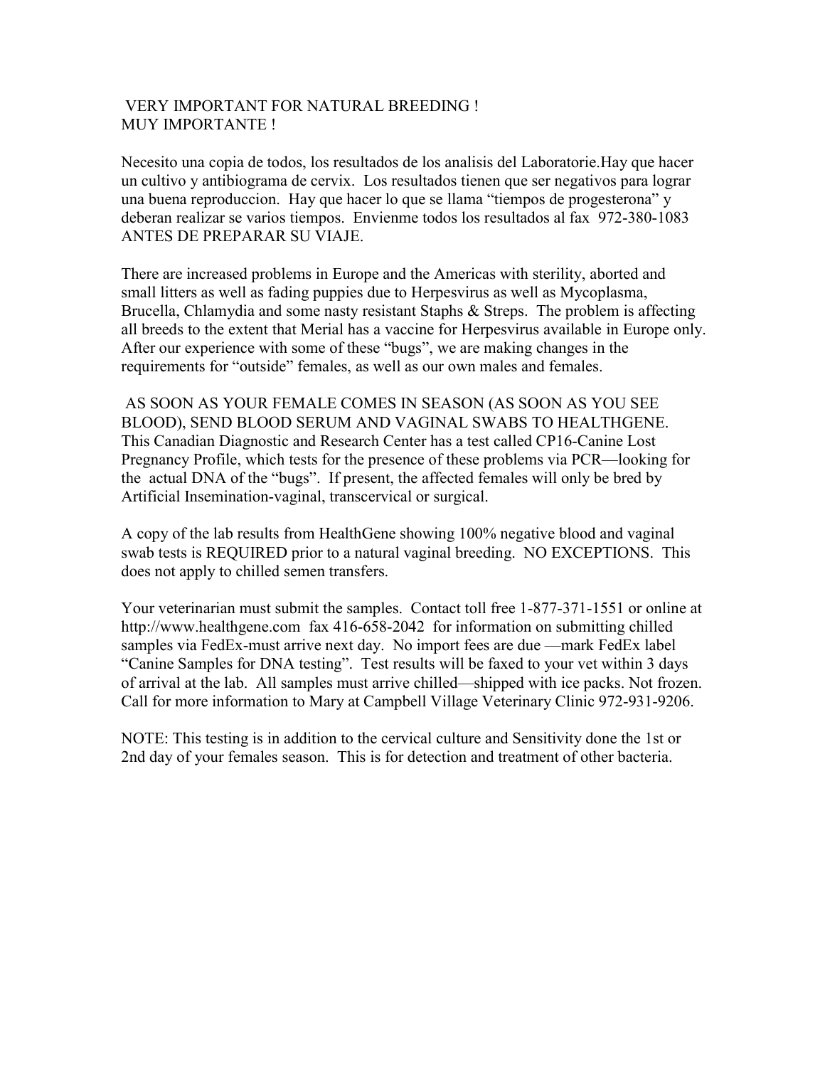VERY IMPORTANT FOR NATURAL BREEDING !
MUY IMPORTANTE !

Necesito una copia de todos, los resultados de los analisis del Laboratorie.Hay que hacer un cultivo y antibiograma de cervix. Los resultados tienen que ser negativos para lograr una buena reproduccion. Hay que hacer lo que se llama "tiempos de progesterona" y deberan realizar se varios tiempos. Envienme todos los resultados al fax 972-380-1083 ANTES DE PREPARAR SU VIAJE.

There are increased problems in Europe and the Americas with sterility, aborted and small litters as well as fading puppies due to Herpesvirus as well as Mycoplasma, Brucella, Chlamydia and some nasty resistant Staphs & Streps. The problem is affecting all breeds to the extent that Merial has a vaccine for Herpesvirus available in Europe only. After our experience with some of these "bugs", we are making changes in the requirements for "outside" females, as well as our own males and females.

AS SOON AS YOUR FEMALE COMES IN SEASON (AS SOON AS YOU SEE BLOOD), SEND BLOOD SERUM AND VAGINAL SWABS TO HEALTHGENE. This Canadian Diagnostic and Research Center has a test called CP16-Canine Lost Pregnancy Profile, which tests for the presence of these problems via PCR—looking for the actual DNA of the "bugs". If present, the affected females will only be bred by Artificial Insemination-vaginal, transcervical or surgical.

A copy of the lab results from HealthGene showing 100% negative blood and vaginal swab tests is REQUIRED prior to a natural vaginal breeding. NO EXCEPTIONS. This does not apply to chilled semen transfers.

Your veterinarian must submit the samples. Contact toll free 1-877-371-1551 or online at http://www.healthgene.com fax 416-658-2042 for information on submitting chilled samples via FedEx-must arrive next day. No import fees are due —mark FedEx label "Canine Samples for DNA testing". Test results will be faxed to your vet within 3 days of arrival at the lab. All samples must arrive chilled—shipped with ice packs. Not frozen. Call for more information to Mary at Campbell Village Veterinary Clinic 972-931-9206.

NOTE: This testing is in addition to the cervical culture and Sensitivity done the 1st or 2nd day of your females season. This is for detection and treatment of other bacteria.